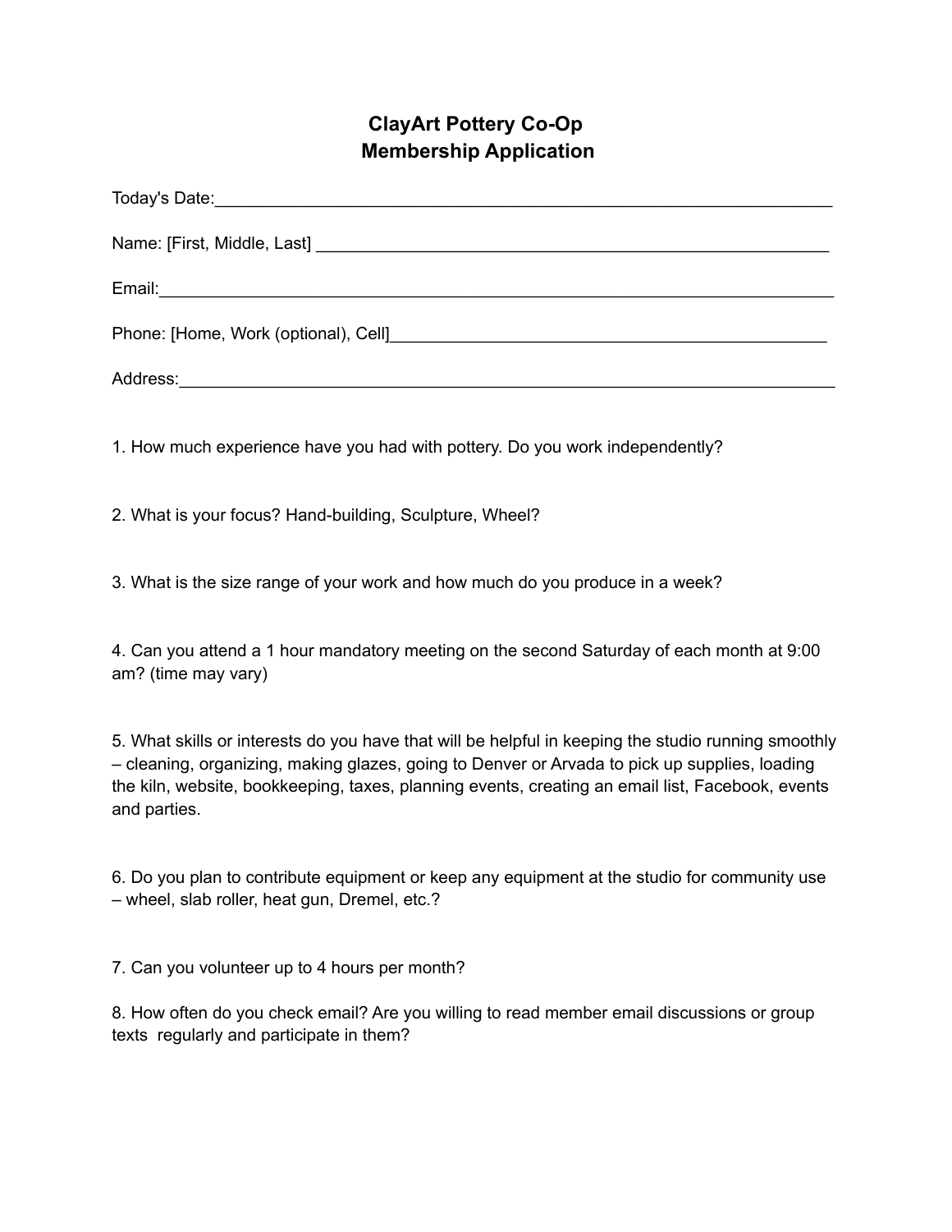# ClayArt Pottery Co-Op
# Membership Application

Today's Date:______________________________________________________________

Name: [First, Middle, Last] ______________________________________________________

Email:__________________________________________________________________

Phone: [Home, Work (optional), Cell]___________________________________________

Address:_________________________________________________________________

1. How much experience have you had with pottery. Do you work independently?

2. What is your focus? Hand-building, Sculpture, Wheel?

3. What is the size range of your work and how much do you produce in a week?

4. Can you attend a 1 hour mandatory meeting on the second Saturday of each month at 9:00 am? (time may vary)

5. What skills or interests do you have that will be helpful in keeping the studio running smoothly – cleaning, organizing, making glazes, going to Denver or Arvada to pick up supplies, loading the kiln, website, bookkeeping, taxes, planning events, creating an email list, Facebook, events and parties.

6. Do you plan to contribute equipment or keep any equipment at the studio for community use – wheel, slab roller, heat gun, Dremel, etc.?

7. Can you volunteer up to 4 hours per month?

8. How often do you check email? Are you willing to read member email discussions or group texts regularly and participate in them?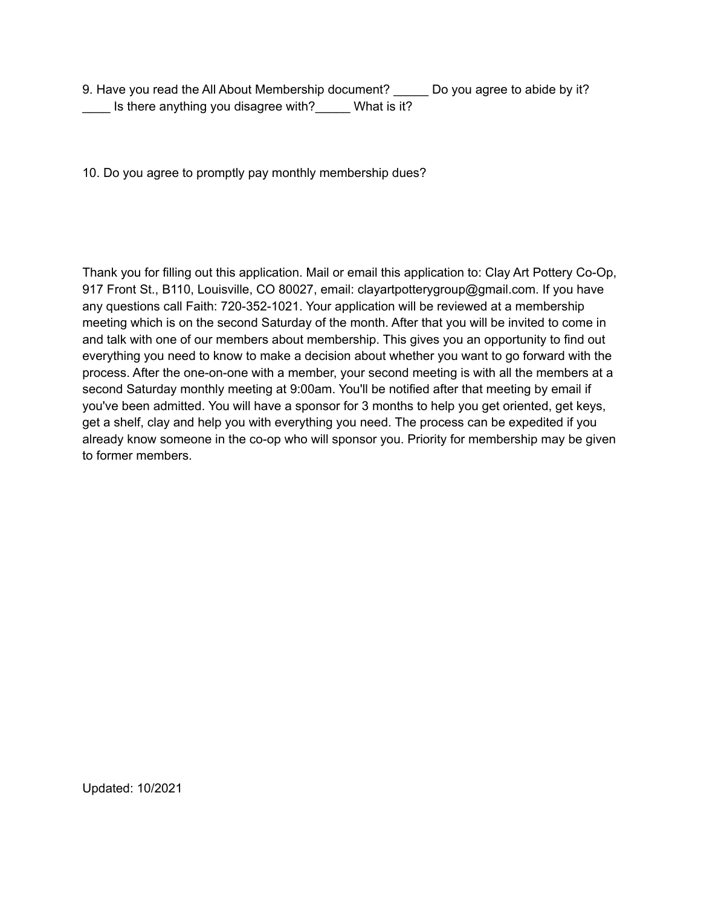9. Have you read the All About Membership document? _____ Do you agree to abide by it? ____ Is there anything you disagree with?_____ What is it?

10. Do you agree to promptly pay monthly membership dues?

Thank you for filling out this application. Mail or email this application to: Clay Art Pottery Co-Op, 917 Front St., B110, Louisville, CO 80027, email: clayartpotterygroup@gmail.com. If you have any questions call Faith: 720-352-1021. Your application will be reviewed at a membership meeting which is on the second Saturday of the month. After that you will be invited to come in and talk with one of our members about membership. This gives you an opportunity to find out everything you need to know to make a decision about whether you want to go forward with the process. After the one-on-one with a member, your second meeting is with all the members at a second Saturday monthly meeting at 9:00am. You'll be notified after that meeting by email if you've been admitted. You will have a sponsor for 3 months to help you get oriented, get keys, get a shelf, clay and help you with everything you need. The process can be expedited if you already know someone in the co-op who will sponsor you. Priority for membership may be given to former members.

Updated: 10/2021